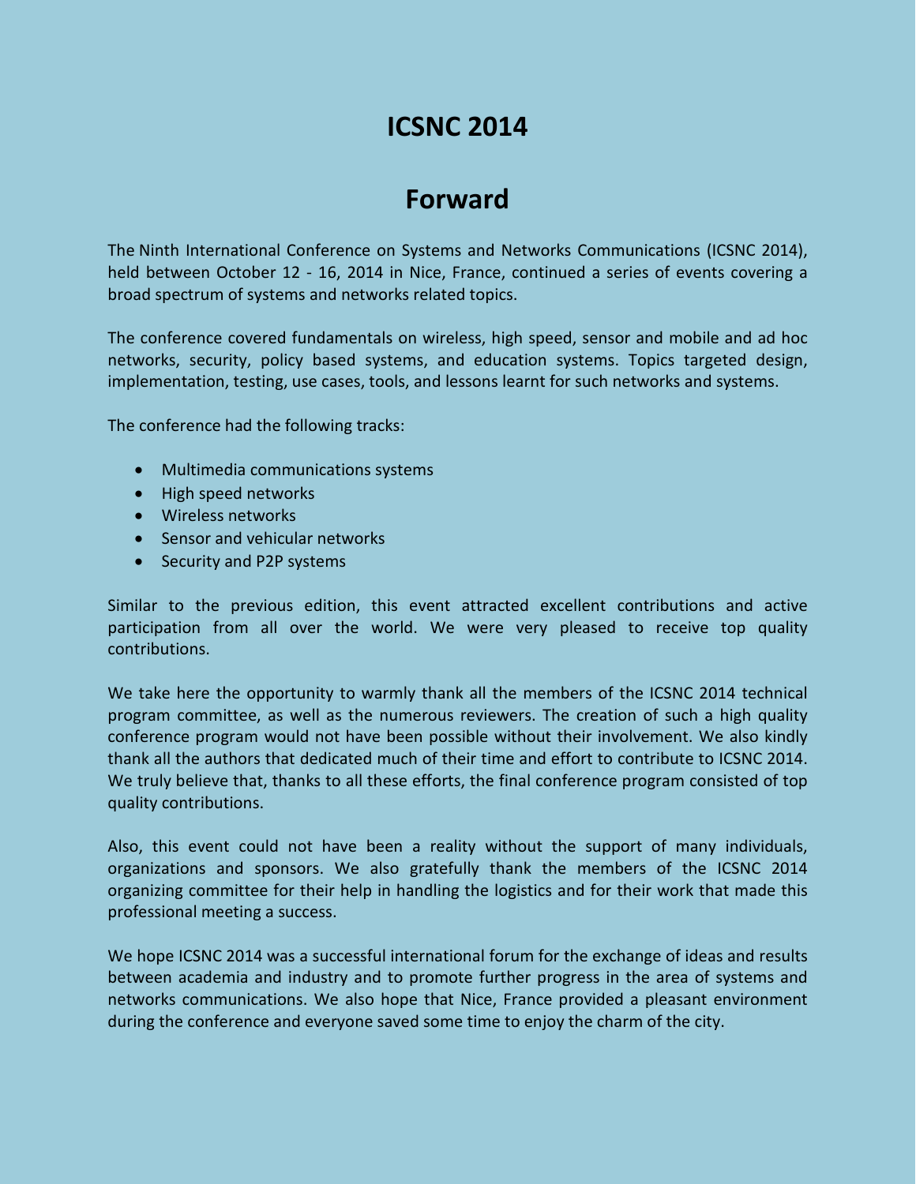# ICSNC 2014

## Forward

The Ninth International Conference on Systems and Networks Communications (ICSNC 2014), held between October 12 - 16, 2014 in Nice, France, continued a series of events covering a broad spectrum of systems and networks related topics.

The conference covered fundamentals on wireless, high speed, sensor and mobile and ad hoc networks, security, policy based systems, and education systems. Topics targeted design, implementation, testing, use cases, tools, and lessons learnt for such networks and systems.

The conference had the following tracks:

- Multimedia communications systems
- High speed networks
- Wireless networks
- Sensor and vehicular networks
- Security and P2P systems

Similar to the previous edition, this event attracted excellent contributions and active participation from all over the world. We were very pleased to receive top quality contributions.

We take here the opportunity to warmly thank all the members of the ICSNC 2014 technical program committee, as well as the numerous reviewers. The creation of such a high quality conference program would not have been possible without their involvement. We also kindly thank all the authors that dedicated much of their time and effort to contribute to ICSNC 2014. We truly believe that, thanks to all these efforts, the final conference program consisted of top quality contributions.

Also, this event could not have been a reality without the support of many individuals, organizations and sponsors. We also gratefully thank the members of the ICSNC 2014 organizing committee for their help in handling the logistics and for their work that made this professional meeting a success.

We hope ICSNC 2014 was a successful international forum for the exchange of ideas and results between academia and industry and to promote further progress in the area of systems and networks communications. We also hope that Nice, France provided a pleasant environment during the conference and everyone saved some time to enjoy the charm of the city.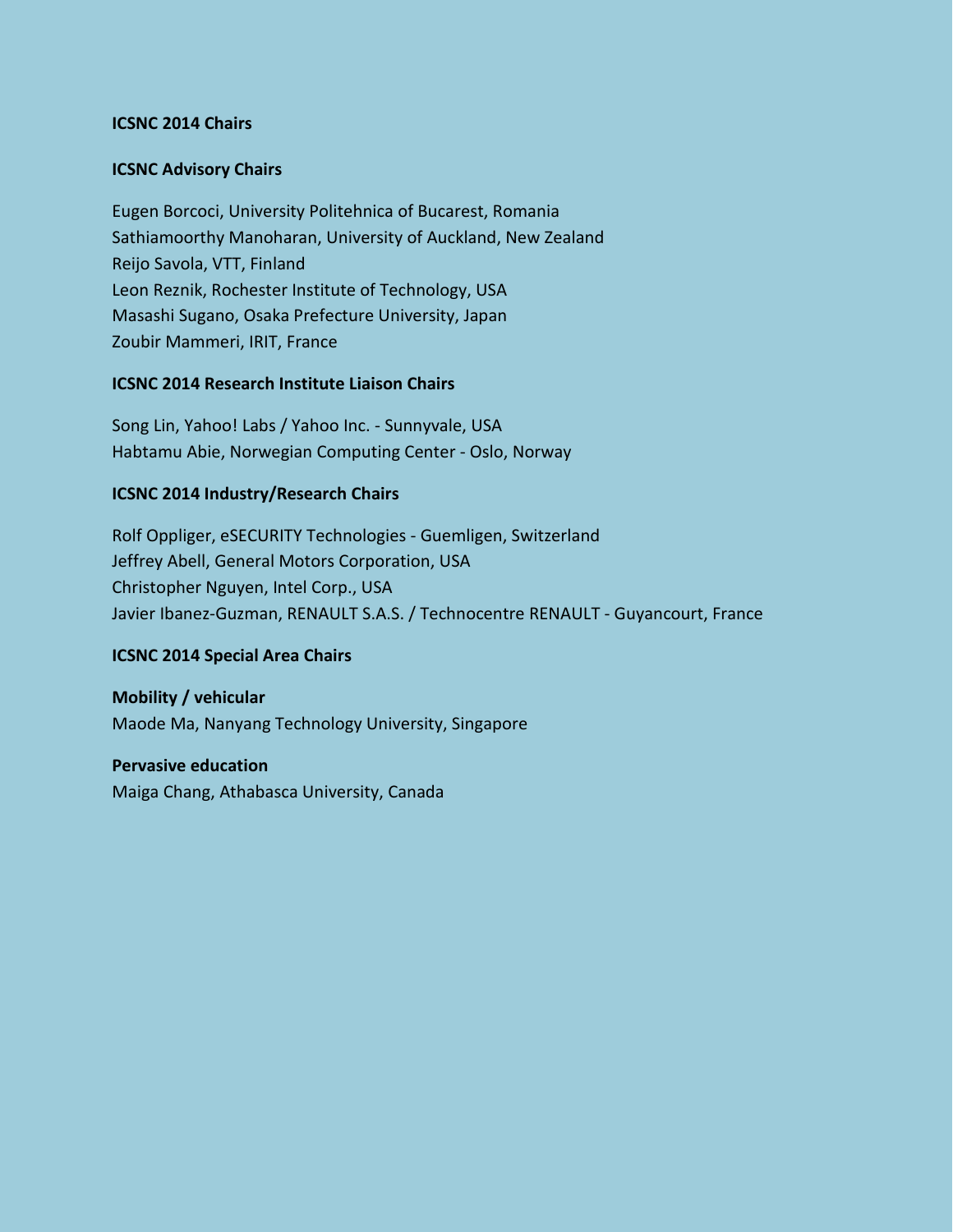## ICSNC 2014 Chairs

### ICSNC Advisory Chairs

Eugen Borcoci, University Politehnica of Bucarest, Romania
Sathiamoorthy Manoharan, University of Auckland, New Zealand
Reijo Savola, VTT, Finland
Leon Reznik, Rochester Institute of Technology, USA
Masashi Sugano, Osaka Prefecture University, Japan
Zoubir Mammeri, IRIT, France

### ICSNC 2014 Research Institute Liaison Chairs

Song Lin, Yahoo! Labs / Yahoo Inc. - Sunnyvale, USA
Habtamu Abie, Norwegian Computing Center - Oslo, Norway

### ICSNC 2014 Industry/Research Chairs

Rolf Oppliger, eSECURITY Technologies - Guemligen, Switzerland
Jeffrey Abell, General Motors Corporation, USA
Christopher Nguyen, Intel Corp., USA
Javier Ibanez-Guzman, RENAULT S.A.S. / Technocentre RENAULT - Guyancourt, France

### ICSNC 2014 Special Area Chairs

**Mobility / vehicular**
Maode Ma, Nanyang Technology University, Singapore

**Pervasive education**
Maiga Chang, Athabasca University, Canada